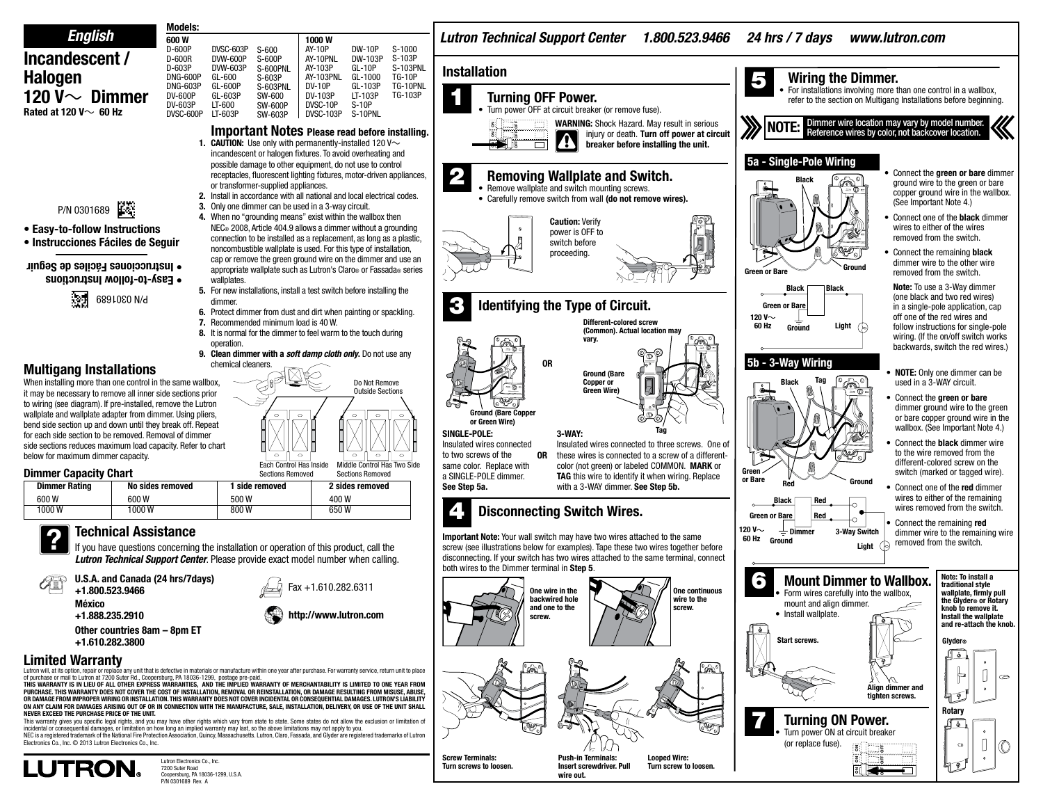English

# Incandescent / Halogen 120 V~ Dimmer

Rated at 120 V~ 60 Hz

**Models:**

| 600 W | | | 1000 W | | |
|---|---|---|---|---|---|
| D-600P | DVSC-603P | S-600 | AY-10P | DW-10P | S-1000 |
| D-600R | DVW-600P | S-600P | AY-10PNL | DW-103P | S-103P |
| D-603P | DVW-603P | S-600PNL | AY-103P | GL-10P | S-103PNL |
| DNG-600P | GL-600 | S-603P | AY-103PNL | GL-1000 | TG-10P |
| DNG-603P | GL-600P | S-603PNL | DV-10P | GL-103P | TG-10PNL |
| DV-600P | GL-603P | SW-600 | DV-103P | LT-103P | TG-103P |
| DV-603P | LT-600 | SW-600P | DVSC-10P | S-10P | |
| DVSC-600P | LT-603P | SW-603P | DVSC-103P | S-10PNL | |

P/N 0301689

- Easy-to-follow Instructions
- Instrucciones Fáciles de Seguir

## Important Notes Please read before installing.

1. **CAUTION:** Use only with permanently-installed 120 V~ incandescent or halogen fixtures. To avoid overheating and possible damage to other equipment, do not use to control receptacles, fluorescent lighting fixtures, motor-driven appliances, or transformer-supplied appliances.
2. Install in accordance with all national and local electrical codes.
3. Only one dimmer can be used in a 3-way circuit.
4. When no "grounding means" exist within the wallbox then NEC® 2008, Article 404.9 allows a dimmer without a grounding connection to be installed as a replacement, as long as a plastic, noncombustible wallplate is used. For this type of installation, cap or remove the green ground wire on the dimmer and use an appropriate wallplate such as Lutron's Claro® or Fassada® series wallplates.
5. For new installations, install a test switch before installing the dimmer.
6. Protect dimmer from dust and dirt when painting or spackling.
7. Recommended minimum load is 40 W.
8. It is normal for the dimmer to feel warm to the touch during operation.
9. **Clean dimmer with a *soft damp cloth only*.** Do not use any chemical cleaners.

## Multigang Installations

When installing more than one control in the same wallbox, it may be necessary to remove all inner side sections prior to wiring (see diagram). If pre-installed, remove the Lutron wallplate and wallplate adapter from dimmer. Using pliers, bend side section up and down until they break off. Repeat for each side section to be removed. Removal of dimmer side sections reduces maximum load capacity. Refer to chart below for maximum dimmer capacity.

Do Not Remove Outside Sections

Each Control Has Inside Sections Removed

Middle Control Has Two Side Sections Removed

### Dimmer Capacity Chart

| Dimmer Rating | No sides removed | 1 side removed | 2 sides removed |
|---|---|---|---|
| 600 W | 600 W | 500 W | 400 W |
| 1000 W | 1000 W | 800 W | 650 W |

## Technical Assistance

If you have questions concerning the installation or operation of this product, call the ***Lutron Technical Support Center***. Please provide exact model number when calling.

**U.S.A. and Canada (24 hrs/7days)**
**+1.800.523.9466**
**México**
**+1.888.235.2910**
**Other countries 8am – 8pm ET**
**+1.610.282.3800**

Fax +1.610.282.6311

**http://www.lutron.com**

## Limited Warranty

Lutron will, at its option, repair or replace any unit that is defective in materials or manufacture within one year after purchase. For warranty service, return unit to place of purchase or mail to Lutron at 7200 Suter Rd., Coopersburg, PA 18036-1299, postage pre-paid.

**THIS WARRANTY IS IN LIEU OF ALL OTHER EXPRESS WARRANTIES, AND THE IMPLIED WARRANTY OF MERCHANTABILITY IS LIMITED TO ONE YEAR FROM PURCHASE. THIS WARRANTY DOES NOT COVER THE COST OF INSTALLATION, REMOVAL OR REINSTALLATION, OR DAMAGE RESULTING FROM MISUSE, ABUSE, OR DAMAGE FROM IMPROPER WIRING OR INSTALLATION. THIS WARRANTY DOES NOT COVER INCIDENTAL OR CONSEQUENTIAL DAMAGES. LUTRON'S LIABILITY ON ANY CLAIM FOR DAMAGES ARISING OUT OF OR IN CONNECTION WITH THE MANUFACTURE, SALE, INSTALLATION, DELIVERY, OR USE OF THE UNIT SHALL NEVER EXCEED THE PURCHASE PRICE OF THE UNIT.**

This warranty gives you specific legal rights, and you may have other rights which vary from state to state. Some states do not allow the exclusion or limitation of incidental or consequential damages, or limitation on how long an implied warranty may last, so the above limitations may not apply to you.

NEC is a registered trademark of the National Fire Protection Association, Quincy, Massachusetts. Lutron, Claro, Fassada, and Glyder are registered trademarks of Lutron Electronics Co., Inc. © 2013 Lutron Electronics Co., Inc.

LUTRON®

Lutron Electronics Co., Inc.
7200 Suter Road
Coopersburg, PA 18036-1299, U.S.A.
P/N 0301689 Rev. A

***Lutron Technical Support Center 1.800.523.9466 24 hrs / 7 days www.lutron.com***

## Installation

### 1 Turning OFF Power.

- Turn power OFF at circuit breaker (or remove fuse).

**WARNING:** Shock Hazard. May result in serious injury or death. **Turn off power at circuit breaker before installing the unit.**

### 2 Removing Wallplate and Switch.

- Remove wallplate and switch mounting screws.
- Carefully remove switch from wall **(do not remove wires).**

**Caution:** Verify power is OFF to switch before proceeding.

### 3 Identifying the Type of Circuit.

Ground (Bare Copper or Green Wire)

OR

Different-colored screw (Common). Actual location may vary.

Ground (Bare Copper or Green Wire)

Tag

**SINGLE-POLE:**
Insulated wires connected to two screws of the same color. Replace with a SINGLE-POLE dimmer. **See Step 5a.**

OR

**3-WAY:**
Insulated wires connected to three screws. One of these wires is connected to a screw of a different-color (not green) or labeled COMMON. **MARK** or **TAG** this wire to identify it when wiring. Replace with a 3-WAY dimmer. **See Step 5b.**

### 4 Disconnecting Switch Wires.

**Important Note:** Your wall switch may have two wires attached to the same screw (see illustrations below for examples). Tape these two wires together before disconnecting. If your switch has two wires attached to the same terminal, connect both wires to the Dimmer terminal in **Step 5**.

**One wire in the backwired hole and one to the screw.**

**One continuous wire to the screw.**

**Screw Terminals: Turn screws to loosen.**

**Push-in Terminals: Insert screwdriver. Pull wire out.**

**Looped Wire: Turn screw to loosen.**

### 5 Wiring the Dimmer.

- For installations involving more than one control in a wallbox, refer to the section on Multigang Installations before beginning.

**NOTE:** Dimmer wire location may vary by model number. Reference wires by color, not backcover location.

#### 5a - Single-Pole Wiring

Black / Green or Bare / Ground

Black / Black / Green or Bare / 120 V~ 60 Hz / Ground / Light

- Connect the **green or bare** dimmer ground wire to the green or bare copper ground wire in the wallbox. (See Important Note 4.)
- Connect one of the **black** dimmer wires to either of the wires removed from the switch.
- Connect the remaining **black** dimmer wire to the other wire removed from the switch.

**Note:** To use a 3-Way dimmer (one black and two red wires) in a single-pole application, cap off one of the red wires and follow instructions for single-pole wiring. (If the on/off switch works backwards, switch the red wires.)

#### 5b - 3-Way Wiring

Black / Tag / Green or Bare / Red / Ground

Black / Red / Green or Bare / Red / 120 V~ 60 Hz / Ground / Dimmer / 3-Way Switch / Light

- **NOTE:** Only one dimmer can be used in a 3-WAY circuit.
- Connect the **green or bare** dimmer ground wire to the green or bare copper ground wire in the wallbox. (See Important Note 4.)
- Connect the **black** dimmer wire to the wire removed from the different-colored screw on the switch (marked or tagged wire).
- Connect one of the **red** dimmer wires to either of the remaining wires removed from the switch.
- Connect the remaining **red** dimmer wire to the remaining wire removed from the switch.

### 6 Mount Dimmer to Wallbox.

- Form wires carefully into the wallbox, mount and align dimmer.
- Install wallplate.

Start screws.

Align dimmer and tighten screws.

**Note: To install a traditional style wallplate, firmly pull the Glyder® or Rotary knob to remove it. Install the wallplate and re-attach the knob.**

Glyder®

Rotary

### 7 Turning ON Power.

- Turn power ON at circuit breaker (or replace fuse).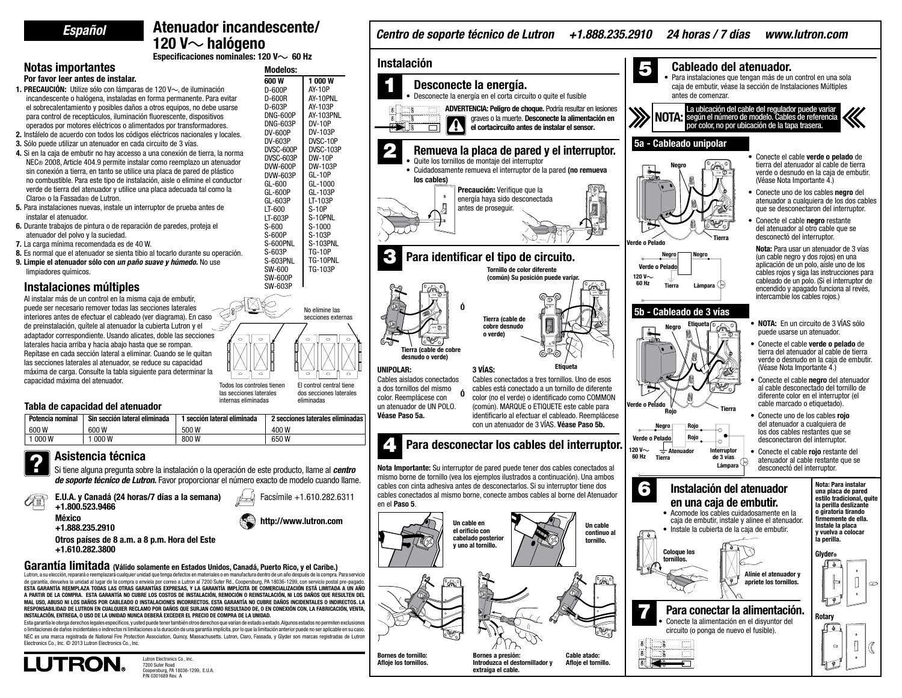*Español*

# Atenuador incandescente/ 120 V~ halógeno

**Especificaciones nominales: 120 V~ 60 Hz**

## Notas importantes

**Por favor leer antes de instalar.**

1. **PRECAUCIÓN:** Utilize sólo con lámparas de 120 V~, de iluminación incandescente o halógena, instaladas en forma permanente. Para evitar el sobrecalentamiento y posibles daños a otros equipos, no debe usarse para control de receptáculos, iluminación fluorescente, dispositivos operados por motores eléctricos o alimentados por transformadores.
2. Instálelo de acuerdo con todos los códigos eléctricos nacionales y locales.
3. Sólo puede utilizar un atenuador en cada circuito de 3 vías.
4. Si en la caja de embutir no hay accesso a una conexión de tierra, la norma NEC® 2008, Article 404.9 permite instalar como reemplazo un atenuador sin conexión a tierra, en tanto se utilice una placa de pared de plástico no combustible. Para este tipo de instalación, aisle o elimine el conductor verde de tierra del atenuador y utilice una placa adecuada tal como la Claro® o la Fassada® de Lutron.
5. Para instalaciones nuevas, instale un interruptor de prueba antes de instalar el atenuador.
6. Durante trabajos de pintura o de reparación de paredes, proteja el atenuador del polvo y la suciedad.
7. La carga mínima recomendada es de 40 W.
8. Es normal que el atenuador se sienta tibio al tocarlo durante su operación.
9. **Limpie el atenuador sólo con *un paño suave y húmedo.*** No use limpiadores químicos.

**Modelos:**

| 600 W | 1 000 W |
|---|---|
| D-600P | AY-10P |
| D-600R | AY-10PNL |
| D-603P | AY-103P |
| DNG-600P | AY-103PNL |
| DNG-603P | DV-10P |
| DV-600P | DV-103P |
| DV-603P | DVSC-10P |
| DVSC-600P | DVSC-103P |
| DVSC-603P | DW-10P |
| DVW-600P | DW-103P |
| DVW-603P | GL-10P |
| GL-600 | GL-1000 |
| GL-600P | GL-103P |
| GL-603P | LT-103P |
| LT-600 | S-10P |
| LT-603P | S-10PNL |
| S-600 | S-1000 |
| S-600P | S-103P |
| S-600PNL | S-103PNL |
| S-603P | TG-10P |
| S-603PNL | TG-10PNL |
| SW-600 | TG-103P |
| SW-600P | |
| SW-603P | |

## Instalaciones múltiples

Al instalar más de un control en la misma caja de embutir, puede ser necesario remover todas las secciones laterales interiores antes de efectuar el cableado (ver diagrama). En caso de preinstalación, quítele al atenuador la cubierta Lutron y el adaptador correspondiente. Usando alicates, doble las secciones laterales hacia arriba y hacia abajo hasta que se rompan. Repítase en cada sección lateral a eliminar. Cuando se le quitan las secciones laterales al atenuador, se reduce su capacidad máxima de carga. Consulte la tabla siguiente para determinar la capacidad máxima del atenuador.

No elimine las secciones externas

Todos los controles tienen las secciones laterales internas eliminadas

El control central tiene dos secciones laterales eliminadas

### Tabla de capacidad del atenuador

| Potencia nominal | Sin sección lateral eliminada | 1 sección lateral eliminada | 2 secciones laterales eliminadas |
|---|---|---|---|
| 600 W | 600 W | 500 W | 400 W |
| 1 000 W | 1 000 W | 800 W | 650 W |

## Asistencia técnica

Si tiene alguna pregunta sobre la instalación o la operación de este producto, llame al ***centro de soporte técnico de Lutron.*** Favor proporcionar el número exacto de modelo cuando llame.

**E.U.A. y Canadá (24 horas/7 días a la semana)**
**+1.800.523.9466**

**México**
**+1.888.235.2910**

**Otros países de 8 a.m. a 8 p.m. Hora del Este**
**+1.610.282.3800**

Facsímile +1.610.282.6311

**http://www.lutron.com**

## Garantía limitada (Válido solamente en Estados Unidos, Canadá, Puerto Rico, y el Caribe.)

Lutron, a su elección, reparará o reemplazará cualquier unidad que tenga defectos en materiales o en manufactura dentro de un año después de la compra. Para servicio de garantía, devuelva la unidad al lugar de la compra o envíela por correo a Lutron al 7200 Suter Rd., Coopersburg, PA 18036-1299, con servicio postal pre-pagado. ESTA GARANTÍA REEMPLAZA TODAS LAS OTRAS GARANTÍAS EXPRESAS, Y LA GARANTÍA IMPLÍCITA DE COMERCIALIZACIÓN ESTÁ LIMITADA A UN AÑO A PARTIR DE LA COMPRA. ESTA GARANTÍA NO CUBRE LOS COSTOS DE INSTALACIÓN, REMOCIÓN O REINSTALACIÓN, NI LOS DAÑOS QUE RESULTEN DEL MAL USO, ABUSO NI LOS DAÑOS POR CABLEADO O INSTALACIONES INCORRECTOS. ESTA GARANTÍA NO CUBRE DAÑOS INCIDENTALES O INDIRECTOS. LA RESPONSABILIDAD DE LUTRON EN CUALQUIER RECLAMO POR DAÑOS QUE SURJAN COMO RESULTADO DE, O EN CONEXIÓN CON, LA FABRICACIÓN, VENTA, INSTALACIÓN, ENTREGA, O USO DE LA UNIDAD NUNCA DEBERÁ EXCEDER EL PRECIO DE COMPRA DE LA UNIDAD.

Esta garantía le otorga derechos legales específicos, y usted puede tener también otros derechos que varían de estado a estado. Algunos estados no permiten exclusiones o limitaciones de daños incidentales o indirectos ni limitaciones a la duración de una garantía implícita, por lo que la limitación anterior puede no ser aplicable en su caso. NEC es una marca registrada de National Fire Protection Association, Quincy, Massachusetts. Lutron, Claro, Fassada, y Glyder son marcas registradas de Lutron Electronics Co., Inc. © 2013 Lutron Electronics Co., Inc.

LUTRON®

Lutron Electronics Co., Inc.
7200 Suter Road
Coopersburg, PA 18036-1299, E.U.A.
P/N 0301689 Rev. A

*Centro de soporte técnico de Lutron +1.888.235.2910 24 horas / 7 días www.lutron.com*

## Instalación

### 1 Desconecte la energía.

- Desconecte la energía en el corta circuito o quite el fusible

**ADVERTENCIA: Peligro de choque.** Podría resultar en lesiones graves o la muerte. **Desconecte la alimentación en el cortacircuito antes de instalar el sensor.**

### 2 Remueva la placa de pared y el interruptor.

- Quite los tornillos de montaje del interruptor
- Cuidadosamente remueva el interruptor de la pared **(no remueva los cables)**

**Precaución:** Verifique que la energía haya sido desconectada antes de proseguir.

### 3 Para identificar el tipo de circuito.

Tornillo de color diferente (común) Su posición puede variar.

Ó

Tierra (cable de cobre desnudo o verde)

Tierra (cable de cobre desnudo o verde)

Etiqueta

**UNIPOLAR:**
Cables aislados conectados a dos tornillos del mismo color. Reemplácese con un atenuador de UN POLO. **Véase Paso 5a.**

Ó

**3 VÍAS:**
Cables conectados a tres tornillos. Uno de esos cables está conectado a un tornillo de diferente color (no el verde) o identificado como COMMON (común). MARQUE o ETIQUETE este cable para identificarlo al efectuar el cableado. Reemplácese con un atenuador de 3 VÍAS. **Véase Paso 5b.**

### 4 Para desconectar los cables del interruptor.

**Nota Importante:** Su interruptor de pared puede tener dos cables conectados al mismo borne de tornillo (vea los ejemplos ilustrados a continuación). Una ambos cables con cinta adhesiva antes de desconectarlos. Si su interruptor tiene dos cables conectados al mismo borne, conecte ambos cables al borne del Atenuador en el **Paso 5**.

**Un cable en el orificio con cabelado posterior y uno al tornillo.**

**Un cable continuo al tornillo.**

**Bornes de tornillo: Afloje los tornillos.**

**Bornes a presión: Introduzca el destornillador y extraiga el cable.**

**Cable atado: Afloje el tornillo.**

### 5 Cableado del atenuador.

- Para instalaciones que tengan más de un control en una sola caja de embutir, véase la sección de Instalaciones Múltiples antes de comenzar.

**NOTA:** La ubicación del cable del regulador puede variar según el número de modelo. Cables de referencia por color, no por ubicación de la tapa trasera.

#### 5a - Cableado unipolar

Negro, Verde o Pelado, Tierra

Negro, Negro, Verde o Pelado, 120 V~ 60 Hz, Tierra, Lámpara

- Conecte el cable **verde o pelado** de tierra del atenuador al cable de tierra verde o desnudo en la caja de embutir. (Véase Nota Importante 4.)
- Conecte uno de los cables **negro** del atenuador a cualquiera de los dos cables que se desconectaron del interruptor.
- Conecte el cable **negro** restante del atenuador al otro cable que se desconectó del interruptor.

**Nota:** Para usar un atenuador de 3 vías (un cable negro y dos rojos) en una aplicación de un polo, aísle uno de los cables rojos y siga las instrucciones para cableado de un polo. (Si el interruptor de encendido y apagado funciona al revés, intercambie los cables rojos.)

#### 5b - Cableado de 3 vías

Negro, Etiqueta, Verde o Pelado, Rojo, Tierra

Negro, Rojo, Rojo, Verde o Pelado, 120 V~ 60 Hz, Atenuador, Tierra, Interruptor de 3 vías, Lámpara

- **NOTA:** En un circuito de 3 VÍAS sólo puede usarse un atenuador.
- Conecte el cable **verde o pelado** de tierra del atenuador al cable de tierra verde o desnudo en la caja de embutir. (Véase Nota Importante 4.)
- Conecte el cable **negro** del atenuador al cable desconectado del tornillo de diferente color en el interruptor (el cable marcado o etiquetado).
- Conecte uno de los cables **rojo** del atenuador a cualquiera de los dos cables restantes que se desconectaron del interruptor.
- Conecte el cable **rojo** restante del atenuador al cable restante que se desconectó del interruptor.

### 6 Instalación del atenuador en una caja de embutir.

- Acomode los cables cuidadosamente en la caja de embutir, instale y alinee el atenuador.
- Instale la cubierta de la caja de embutir.

**Coloque los tornillos.**

**Alinie el atenuador y apriete los tornillos.**

**Nota: Para instalar una placa de pared estilo tradicional, quite la perilla deslizante o giratoria tirando firmemente de ella. Instale la placa y vuelva a colocar la perilla.**

**Glyder®**

**Rotary**

### 7 Para conectar la alimentación.

- Conecte la alimentación en el disyuntor del circuito (o ponga de nuevo el fusible).